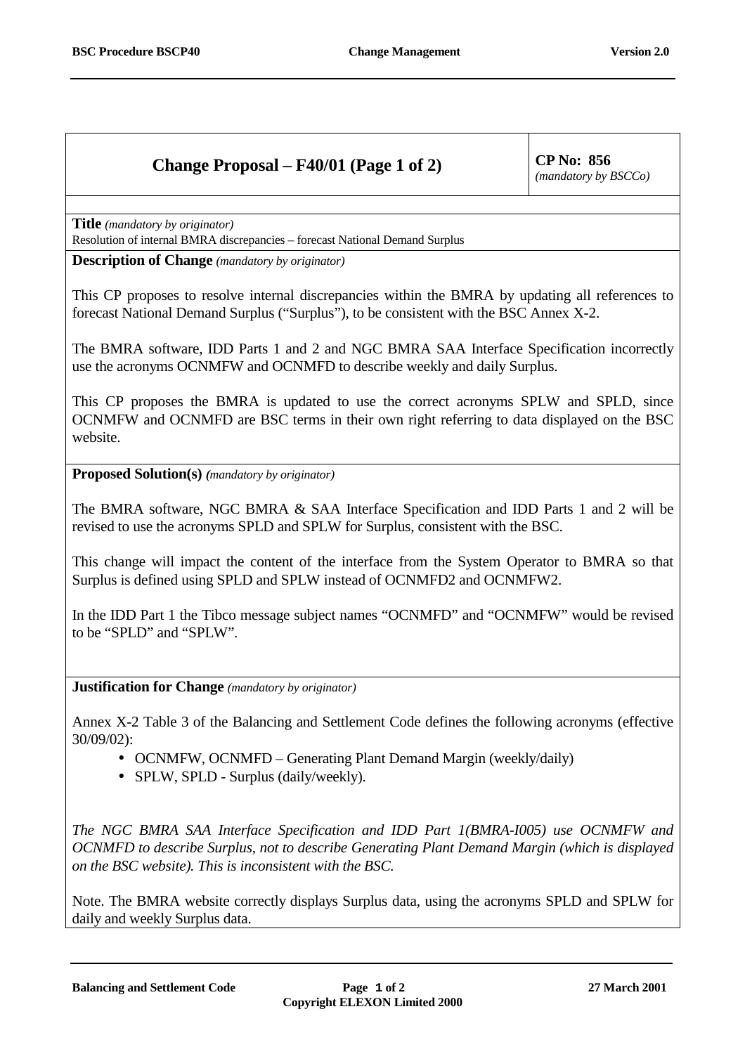| **Change Proposal – F40/01 (Page 1 of 2)** | **CP No: 856** *(mandatory by BSCCo)* |
|---|---|

**Title** *(mandatory by originator)*
Resolution of internal BMRA discrepancies – forecast National Demand Surplus

**Description of Change** *(mandatory by originator)*

This CP proposes to resolve internal discrepancies within the BMRA by updating all references to forecast National Demand Surplus ("Surplus"), to be consistent with the BSC Annex X-2.

The BMRA software, IDD Parts 1 and 2 and NGC BMRA SAA Interface Specification incorrectly use the acronyms OCNMFW and OCNMFD to describe weekly and daily Surplus.

This CP proposes the BMRA is updated to use the correct acronyms SPLW and SPLD, since OCNMFW and OCNMFD are BSC terms in their own right referring to data displayed on the BSC website.

**Proposed Solution(s)** *(mandatory by originator)*

The BMRA software, NGC BMRA & SAA Interface Specification and IDD Parts 1 and 2 will be revised to use the acronyms SPLD and SPLW for Surplus, consistent with the BSC.

This change will impact the content of the interface from the System Operator to BMRA so that Surplus is defined using SPLD and SPLW instead of OCNMFD2 and OCNMFW2.

In the IDD Part 1 the Tibco message subject names "OCNMFD" and "OCNMFW" would be revised to be "SPLD" and "SPLW".

**Justification for Change** *(mandatory by originator)*

Annex X-2 Table 3 of the Balancing and Settlement Code defines the following acronyms (effective 30/09/02):

- OCNMFW, OCNMFD – Generating Plant Demand Margin (weekly/daily)
- SPLW, SPLD - Surplus (daily/weekly).

*The NGC BMRA SAA Interface Specification and IDD Part 1(BMRA-I005) use OCNMFW and OCNMFD to describe Surplus, not to describe Generating Plant Demand Margin (which is displayed on the BSC website). This is inconsistent with the BSC.*

Note. The BMRA website correctly displays Surplus data, using the acronyms SPLD and SPLW for daily and weekly Surplus data.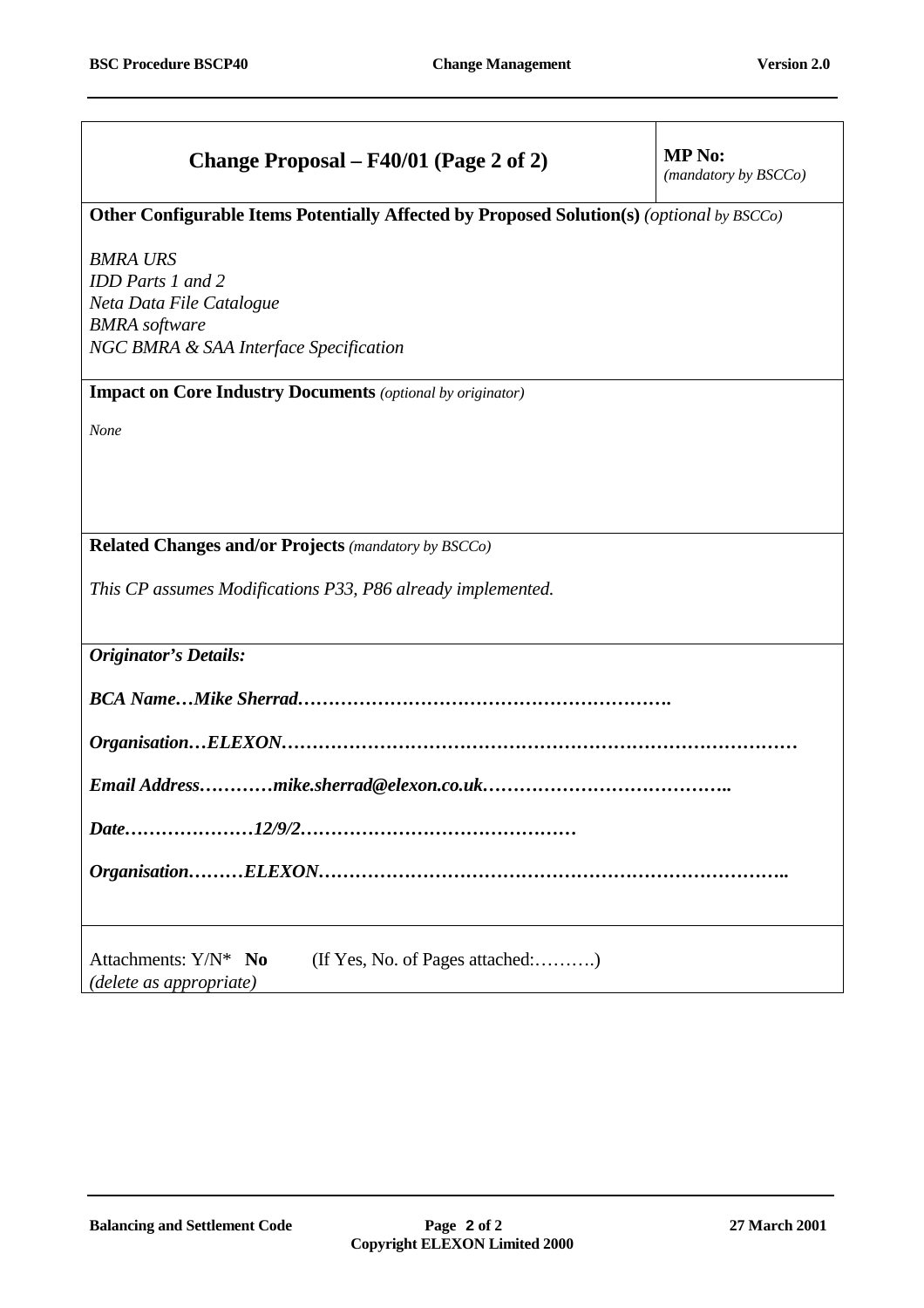## Change Proposal – F40/01 (Page 2 of 2)

**MP No:** *(mandatory by BSCCo)*

**Other Configurable Items Potentially Affected by Proposed Solution(s)** *(optional by BSCCo)*

*BMRA URS*
*IDD Parts 1 and 2*
*Neta Data File Catalogue*
*BMRA software*
*NGC BMRA & SAA Interface Specification*

**Impact on Core Industry Documents** *(optional by originator)*

*None*

**Related Changes and/or Projects** *(mandatory by BSCCo)*

*This CP assumes Modifications P33, P86 already implemented.*

***Originator's Details:***

***BCA Name…Mike Sherrad………………………………………………….***

***Organisation…ELEXON………………………………………………………………………***

***Email Address…………mike.sherrad@elexon.co.uk…………………………………..***

***Date…………………12/9/2………………………………………***

***Organisation………ELEXON…………………………………………………………………..***

Attachments: Y/N* **No** (If Yes, No. of Pages attached:……….)
*(delete as appropriate)*